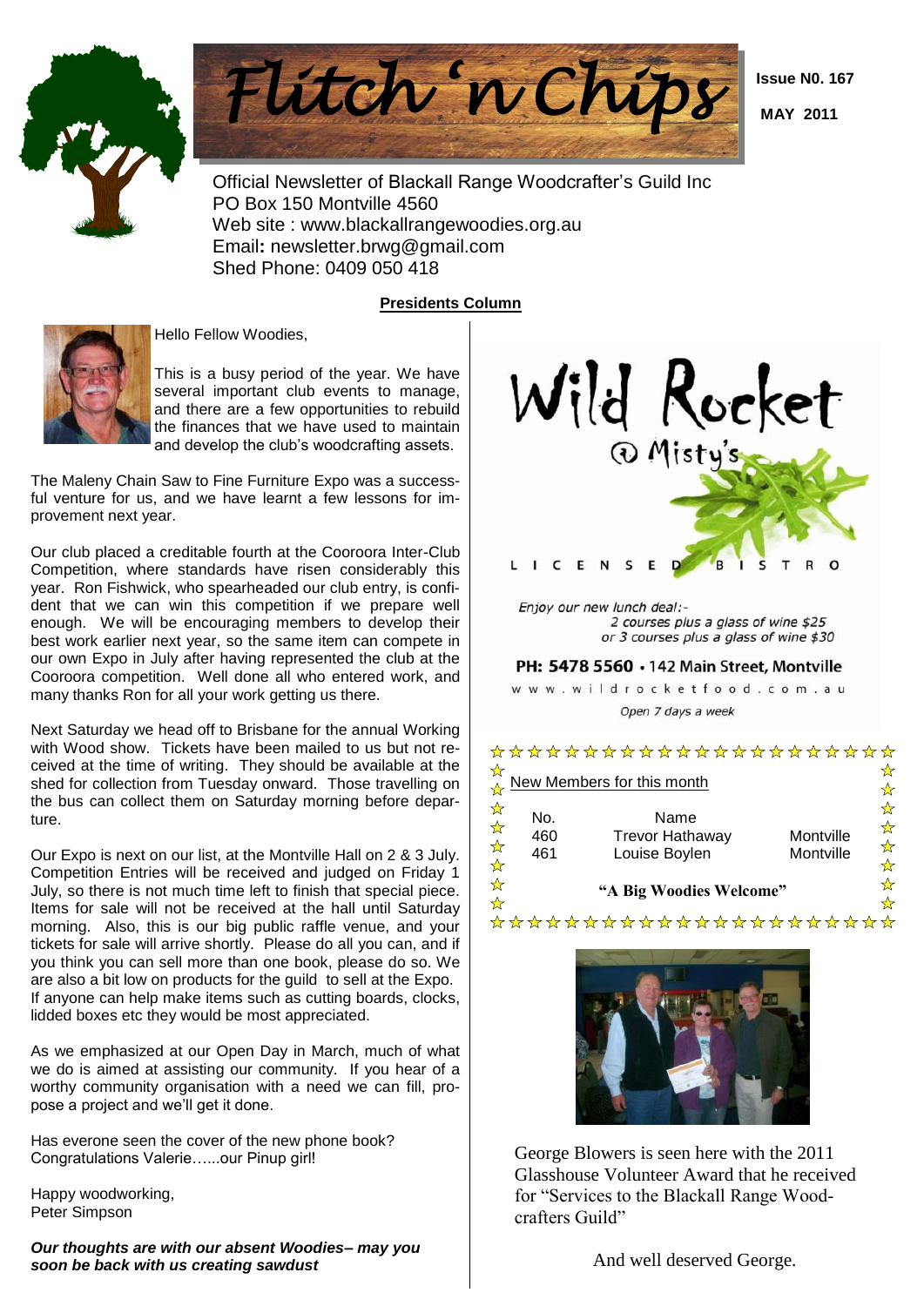# Flitch 'n Chips

**Issue N0. 167**

**MAY 2011**

Official Newsletter of Blackall Range Woodcrafter's Guild Inc
PO Box 150 Montville 4560
Web site : www.blackallrangewoodies.org.au
Email: newsletter.brwg@gmail.com
Shed Phone: 0409 050 418

## Presidents Column

Hello Fellow Woodies,

This is a busy period of the year. We have several important club events to manage, and there are a few opportunities to rebuild the finances that we have used to maintain and develop the club's woodcrafting assets.

The Maleny Chain Saw to Fine Furniture Expo was a successful venture for us, and we have learnt a few lessons for improvement next year.

Our club placed a creditable fourth at the Cooroora Inter-Club Competition, where standards have risen considerably this year. Ron Fishwick, who spearheaded our club entry, is confident that we can win this competition if we prepare well enough. We will be encouraging members to develop their best work earlier next year, so the same item can compete in our own Expo in July after having represented the club at the Cooroora competition. Well done all who entered work, and many thanks Ron for all your work getting us there.

Next Saturday we head off to Brisbane for the annual Working with Wood show. Tickets have been mailed to us but not received at the time of writing. They should be available at the shed for collection from Tuesday onward. Those travelling on the bus can collect them on Saturday morning before departure.

Our Expo is next on our list, at the Montville Hall on 2 & 3 July. Competition Entries will be received and judged on Friday 1 July, so there is not much time left to finish that special piece. Items for sale will not be received at the hall until Saturday morning. Also, this is our big public raffle venue, and your tickets for sale will arrive shortly. Please do all you can, and if you think you can sell more than one book, please do so. We are also a bit low on products for the guild to sell at the Expo. If anyone can help make items such as cutting boards, clocks, lidded boxes etc they would be most appreciated.

As we emphasized at our Open Day in March, much of what we do is aimed at assisting our community. If you hear of a worthy community organisation with a need we can fill, propose a project and we'll get it done.

Has everone seen the cover of the new phone book? Congratulations Valerie…...our Pinup girl!

Happy woodworking,
Peter Simpson

***Our thoughts are with our absent Woodies– may you soon be back with us creating sawdust***

---

Wild Rocket @ Misty's

LICENSED BISTRO

Enjoy our new lunch deal:-
2 courses plus a glass of wine $25
or 3 courses plus a glass of wine $30

**PH: 5478 5560** • 142 Main Street, Montville

www.wildrocketfood.com.au

Open 7 days a week

---

New Members for this month

| No. | Name | |
|---|---|---|
| 460 | Trevor Hathaway | Montville |
| 461 | Louise Boylen | Montville |

**"A Big Woodies Welcome"**

---

George Blowers is seen here with the 2011 Glasshouse Volunteer Award that he received for "Services to the Blackall Range Woodcrafters Guild"

And well deserved George.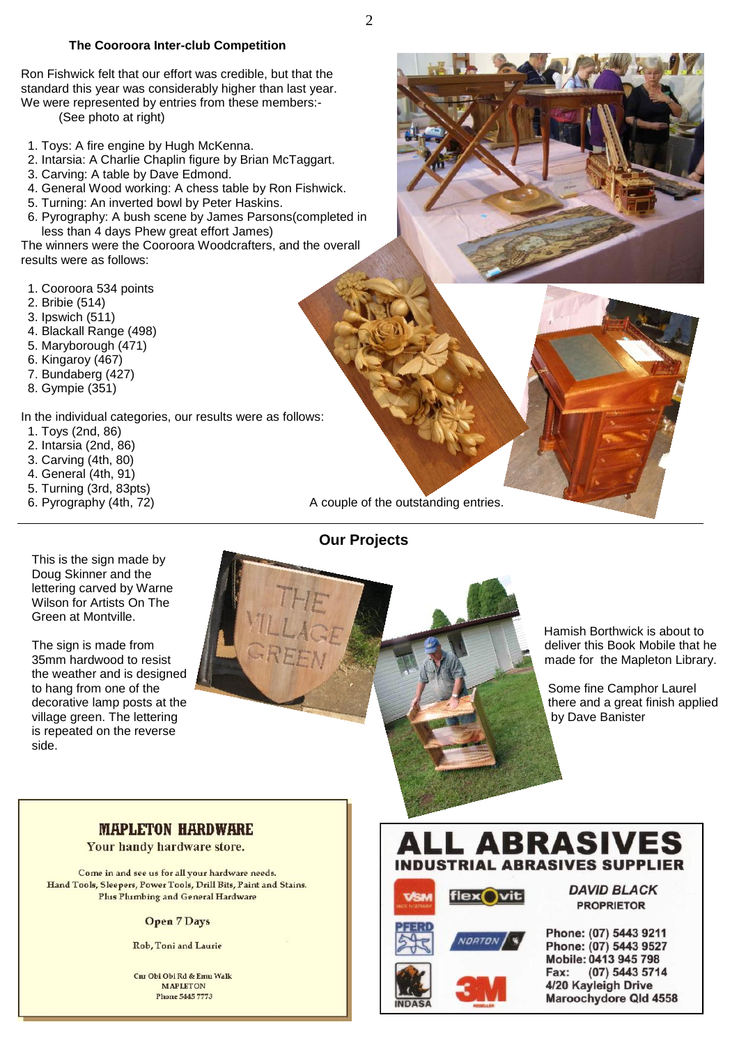### The Cooroora Inter-club Competition

Ron Fishwick felt that our effort was credible, but that the standard this year was considerably higher than last year. We were represented by entries from these members:-
(See photo at right)

1. Toys: A fire engine by Hugh McKenna.
2. Intarsia: A Charlie Chaplin figure by Brian McTaggart.
3. Carving: A table by Dave Edmond.
4. General Wood working: A chess table by Ron Fishwick.
5. Turning: An inverted bowl by Peter Haskins.
6. Pyrography: A bush scene by James Parsons(completed in less than 4 days Phew great effort James)

The winners were the Cooroora Woodcrafters, and the overall results were as follows:

1. Cooroora 534 points
2. Bribie (514)
3. Ipswich (511)
4. Blackall Range (498)
5. Maryborough (471)
6. Kingaroy (467)
7. Bundaberg (427)
8. Gympie (351)

In the individual categories, our results were as follows:

1. Toys (2nd, 86)
2. Intarsia (2nd, 86)
3. Carving (4th, 80)
4. General (4th, 91)
5. Turning (3rd, 83pts)
6. Pyrography (4th, 72)

A couple of the outstanding entries.

---

## Our Projects

This is the sign made by Doug Skinner and the lettering carved by Warne Wilson for Artists On The Green at Montville.

The sign is made from 35mm hardwood to resist the weather and is designed to hang from one of the decorative lamp posts at the village green. The lettering is repeated on the reverse side.

Hamish Borthwick is about to deliver this Book Mobile that he made for the Mapleton Library.

Some fine Camphor Laurel there and a great finish applied by Dave Banister

**MAPLETON HARDWARE**
Your handy hardware store.

Come in and see us for all your hardware needs.
Hand Tools, Sleepers, Power Tools, Drill Bits, Paint and Stains.
Plus Plumbing and General Hardware

Open 7 Days

Rob, Toni and Laurie

Cnr Obi Obi Rd & Emu Walk
MAPLETON
Phone 5445 7773

**ALL ABRASIVES**
**INDUSTRIAL ABRASIVES SUPPLIER**

VSM · flexovit · PFERD · NORTON · INDASA · 3M

*DAVID BLACK*
**PROPRIETOR**

Phone: (07) 5443 9211
Phone: (07) 5443 9527
Mobile: 0413 945 798
Fax: (07) 5443 5714
4/20 Kayleigh Drive
Maroochydore Qld 4558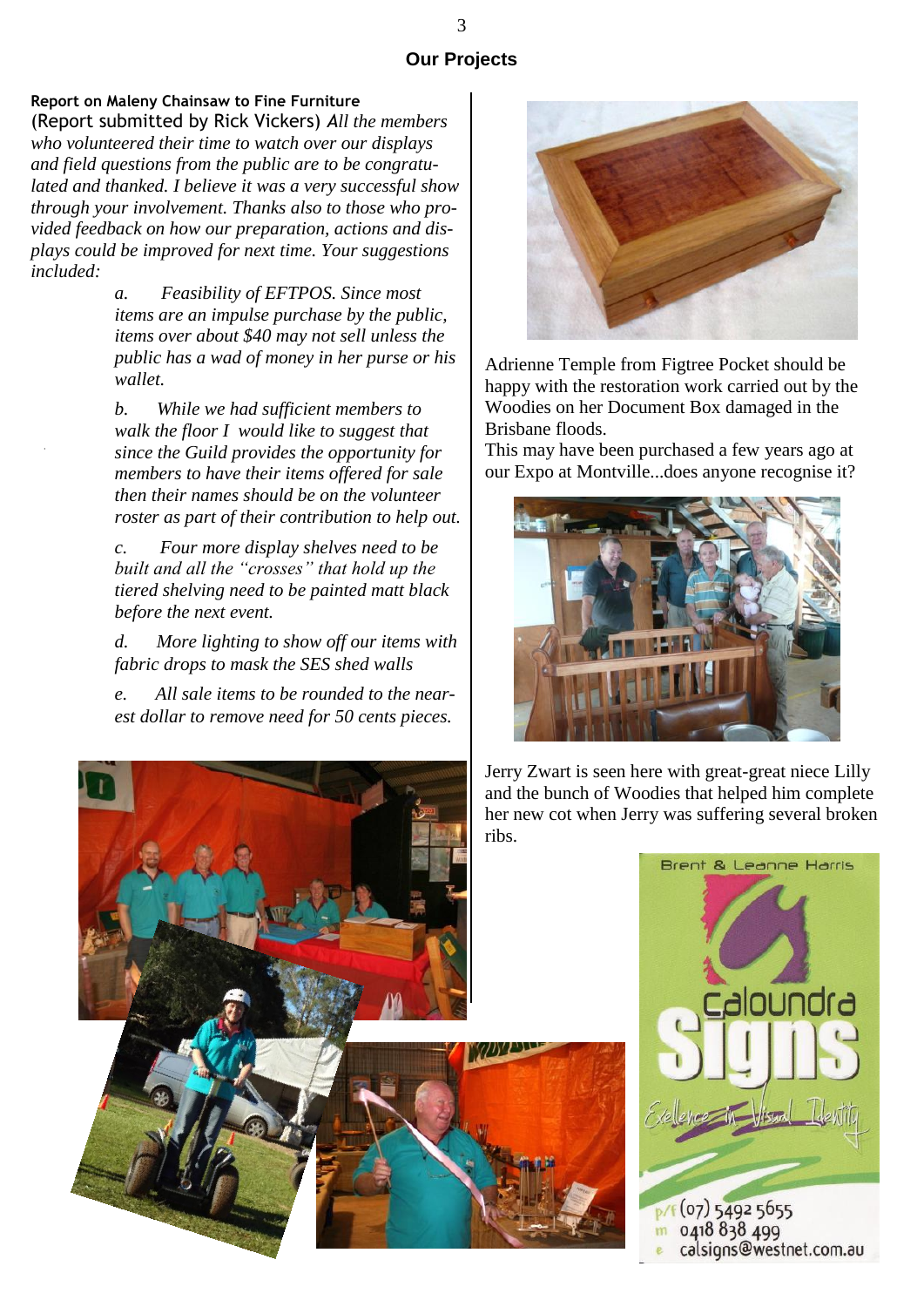## Our Projects

**Report on Maleny Chainsaw to Fine Furniture**

(Report submitted by Rick Vickers) *All the members who volunteered their time to watch over our displays and field questions from the public are to be congratulated and thanked. I believe it was a very successful show through your involvement. Thanks also to those who provided feedback on how our preparation, actions and displays could be improved for next time. Your suggestions included:*

*a. Feasibility of EFTPOS. Since most items are an impulse purchase by the public, items over about $40 may not sell unless the public has a wad of money in her purse or his wallet.*

*b. While we had sufficient members to walk the floor I would like to suggest that since the Guild provides the opportunity for members to have their items offered for sale then their names should be on the volunteer roster as part of their contribution to help out.*

*c. Four more display shelves need to be built and all the "crosses" that hold up the tiered shelving need to be painted matt black before the next event.*

*d. More lighting to show off our items with fabric drops to mask the SES shed walls*

*e. All sale items to be rounded to the nearest dollar to remove need for 50 cents pieces.*

Adrienne Temple from Figtree Pocket should be happy with the restoration work carried out by the Woodies on her Document Box damaged in the Brisbane floods.

This may have been purchased a few years ago at our Expo at Montville...does anyone recognise it?

Jerry Zwart is seen here with great-great niece Lilly and the bunch of Woodies that helped him complete her new cot when Jerry was suffering several broken ribs.

Brent & Leanne Harris

Caloundra Signs

Excellence in Visual Identity

p/f (07) 5492 5655
m 0418 838 499
e calsigns@westnet.com.au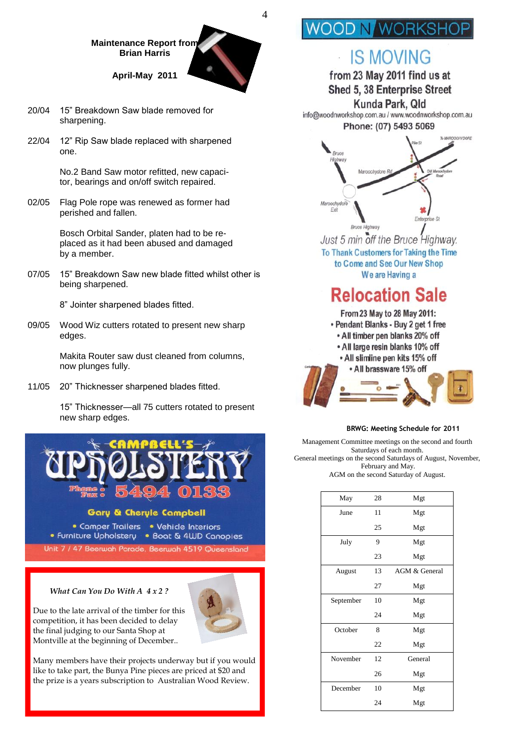**Maintenance Report from Brian Harris**

**April-May 2011**

20/04 15" Breakdown Saw blade removed for sharpening.

22/04 12" Rip Saw blade replaced with sharpened one.

No.2 Band Saw motor refitted, new capacitor, bearings and on/off switch repaired.

02/05 Flag Pole rope was renewed as former had perished and fallen.

Bosch Orbital Sander, platen had to be replaced as it had been abused and damaged by a member.

07/05 15" Breakdown Saw new blade fitted whilst other is being sharpened.

8" Jointer sharpened blades fitted.

09/05 Wood Wiz cutters rotated to present new sharp edges.

Makita Router saw dust cleaned from columns, now plunges fully.

11/05 20" Thicknesser sharpened blades fitted.

15" Thicknesser—all 75 cutters rotated to present new sharp edges.

**CAMPBELL'S UPHOLSTERY**

Phone Fax: 5494 0133

Gary & Cheryle Campbell

- Camper Trailers
- Vehicle Interiors
- Furniture Upholstery
- Boat & 4WD Canopies

Unit 7 / 47 Beerwah Parade, Beerwah 4519 Queensland

*What Can You Do With A 4 x 2 ?*

Due to the late arrival of the timber for this competition, it has been decided to delay the final judging to our Santa Shop at Montville at the beginning of December..

Many members have their projects underway but if you would like to take part, the Bunya Pine pieces are priced at $20 and the prize is a years subscription to Australian Wood Review.

# WOOD N WORKSHOP

## IS MOVING

from 23 May 2011 find us at
Shed 5, 38 Enterprise Street
Kunda Park, Qld

info@woodnworkshop.com.au / www.woodnworkshop.com.au

Phone: (07) 5493 5069

Just 5 min off the Bruce Highway.

To Thank Customers for Taking the Time to Come and See Our New Shop We are Having a

## Relocation Sale

From 23 May to 28 May 2011:

- Pendant Blanks - Buy 2 get 1 free
- All timber pen blanks 20% off
- All large resin blanks 10% off
- All slimline pen kits 15% off
- All brassware 15% off

**BRWG: Meeting Schedule for 2011**

Management Committee meetings on the second and fourth Saturdays of each month.
General meetings on the second Saturdays of August, November, February and May.
AGM on the second Saturday of August.

| Month | Date | Meeting |
|---|---|---|
| May | 28 | Mgt |
| June | 11 | Mgt |
| | 25 | Mgt |
| July | 9 | Mgt |
| | 23 | Mgt |
| August | 13 | AGM & General |
| | 27 | Mgt |
| September | 10 | Mgt |
| | 24 | Mgt |
| October | 8 | Mgt |
| | 22 | Mgt |
| November | 12 | General |
| | 26 | Mgt |
| December | 10 | Mgt |
| | 24 | Mgt |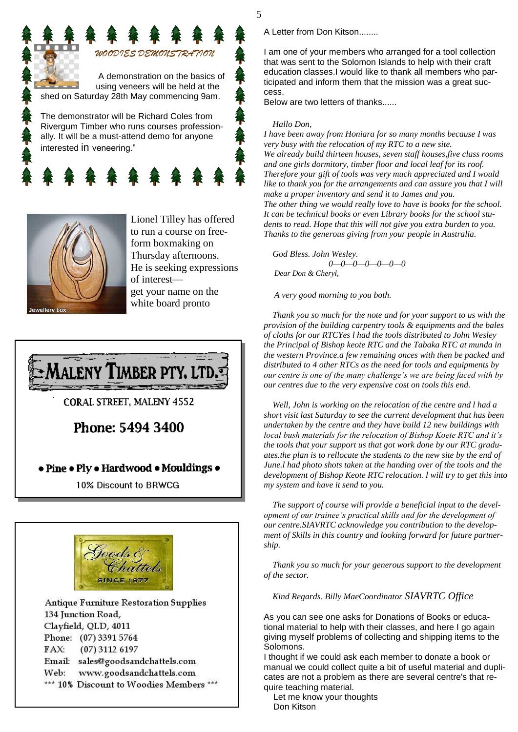## WOODIES DEMONSTRATION

A demonstration on the basics of using veneers will be held at the shed on Saturday 28th May commencing 9am.

The demonstrator will be Richard Coles from Rivergum Timber who runs courses professionally. It will be a must-attend demo for anyone interested in veneering."

Jewellery box

Lionel Tilley has offered to run a course on free-form boxmaking on Thursday afternoons. He is seeking expressions of interest— get your name on the white board pronto

**MALENY TIMBER PTY. LTD.**

CORAL STREET, MALENY 4552

**Phone: 5494 3400**

**• Pine • Ply • Hardwood • Mouldings •**

10% Discount to BRWCG

**Goods & Chattels**
SINCE 1977

Antique Furniture Restoration Supplies
134 Junction Road,
Clayfield, QLD, 4011
Phone: (07) 3391 5764
FAX: (07) 3112 6197
Email: sales@goodsandchattels.com
Web: www.goodsandchattels.com
*** 10% Discount to Woodies Members ***

A Letter from Don Kitson........

I am one of your members who arranged for a tool collection that was sent to the Solomon Islands to help with their craft education classes.I would like to thank all members who participated and inform them that the mission was a great success.

Below are two letters of thanks......

*Hallo Don,*

*I have been away from Honiara for so many months because I was very busy with the relocation of my RTC to a new site.*

*We already build thirteen houses, seven staff houses,five class rooms and one girls dormitory, timber floor and local leaf for its roof.*

*Therefore your gift of tools was very much appreciated and I would like to thank you for the arrangements and can assure you that I will make a proper inventory and send it to James and you.*

*The other thing we would really love to have is books for the school. It can be technical books or even Library books for the school students to read. Hope that this will not give you extra burden to you. Thanks to the generous giving from your people in Australia.*

*God Bless. John Wesley.*

0—0—0—0—0—0—0

*Dear Don & Cheryl,*

*A very good morning to you both.*

*Thank you so much for the note and for your support to us with the provision of the building carpentry tools & equipments and the bales of cloths for our RTCYes l had the tools distributed to John Wesley the Principal of Bishop keote RTC and the Tabaka RTC at munda in the western Province.a few remaining onces with then be packed and distributed to 4 other RTCs as the need for tools and equipments by our centre is one of the many challenge's we are being faced with by our centres due to the very expensive cost on tools this end.*

*Well, John is working on the relocation of the centre and l had a short visit last Saturday to see the current development that has been undertaken by the centre and they have build 12 new buildings with local bush materials for the relocation of Bishop Koete RTC and it's the tools that your support us that got work done by our RTC graduates.the plan is to rellocate the students to the new site by the end of June.l had photo shots taken at the handing over of the tools and the development of Bishop Keote RTC relocation. l will try to get this into my system and have it send to you.*

*The support of course will provide a beneficial input to the development of our trainee's practical skills and for the development of our centre.SIAVRTC acknowledge you contribution to the development of Skills in this country and looking forward for future partnership.*

*Thank you so much for your generous support to the development of the sector.*

*Kind Regards. Billy MaeCoordinator SIAVRTC Office*

As you can see one asks for Donations of Books or educational material to help with their classes, and here I go again giving myself problems of collecting and shipping items to the Solomons.

I thought if we could ask each member to donate a book or manual we could collect quite a bit of useful material and duplicates are not a problem as there are several centre's that require teaching material.

Let me know your thoughts
Don Kitson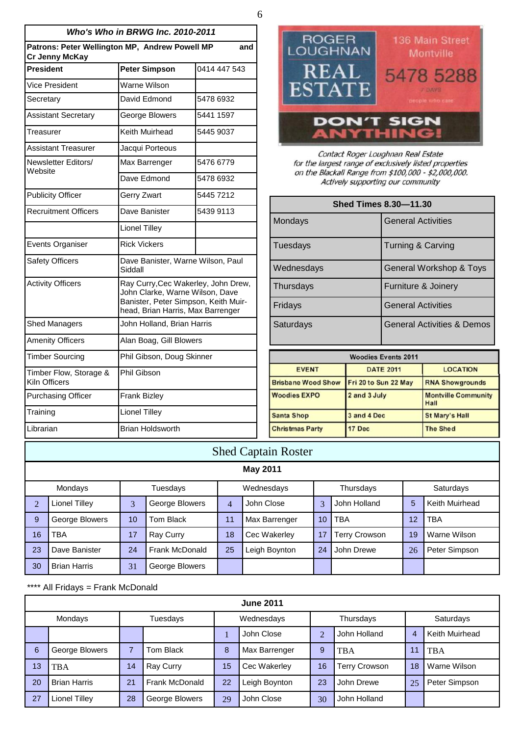## Who's Who in BRWG Inc. 2010-2011

**Patrons: Peter Wellington MP, Andrew Powell MP and Cr Jenny McKay**

| | | |
|---|---|---|
| **President** | **Peter Simpson** | 0414 447 543 |
| Vice President | Warne Wilson | |
| Secretary | David Edmond | 5478 6932 |
| Assistant Secretary | George Blowers | 5441 1597 |
| Treasurer | Keith Muirhead | 5445 9037 |
| Assistant Treasurer | Jacqui Porteous | |
| Newsletter Editors/ Website | Max Barrenger | 5476 6779 |
| | Dave Edmond | 5478 6932 |
| Publicity Officer | Gerry Zwart | 5445 7212 |
| Recruitment Officers | Dave Banister | 5439 9113 |
| | Lionel Tilley | |
| Events Organiser | Rick Vickers | |
| Safety Officers | Dave Banister, Warne Wilson, Paul Siddall | |
| Activity Officers | Ray Curry, Cec Wakerley, John Drew, John Clarke, Warne Wilson, Dave Banister, Peter Simpson, Keith Muirhead, Brian Harris, Max Barrenger | |
| Shed Managers | John Holland, Brian Harris | |
| Amenity Officers | Alan Boag, Gill Blowers | |
| Timber Sourcing | Phil Gibson, Doug Skinner | |
| Timber Flow, Storage & Kiln Officers | Phil Gibson | |
| Purchasing Officer | Frank Bizley | |
| Training | Lionel Tilley | |
| Librarian | Brian Holdsworth | |

ROGER LOUGHNAN REAL ESTATE
136 Main Street Montville
5478 5288
7 DAYS
people who care
DON'T SIGN ANYTHING!

*Contact Roger Loughnan Real Estate for the largest range of exclusively listed properties on the Blackall Range from $100,000 - $2,000,000. Actively supporting our community*

| Shed Times 8.30—11.30 | |
|---|---|
| Mondays | General Activities |
| Tuesdays | Turning & Carving |
| Wednesdays | General Workshop & Toys |
| Thursdays | Furniture & Joinery |
| Fridays | General Activities |
| Saturdays | General Activities & Demos |

**Woodies Events 2011**

| EVENT | DATE 2011 | LOCATION |
|---|---|---|
| Brisbane Wood Show | Fri 20 to Sun 22 May | RNA Showgrounds |
| Woodies EXPO | 2 and 3 July | Montville Community Hall |
| Santa Shop | 3 and 4 Dec | St Mary's Hall |
| Christmas Party | 17 Dec | The Shed |

## Shed Captain Roster

**May 2011**

| Mondays | | Tuesdays | | Wednesdays | | Thursdays | | Saturdays | |
|---|---|---|---|---|---|---|---|---|---|
| 2 | Lionel Tilley | 3 | George Blowers | 4 | John Close | 3 | John Holland | 5 | Keith Muirhead |
| 9 | George Blowers | 10 | Tom Black | 11 | Max Barrenger | 10 | TBA | 12 | TBA |
| 16 | TBA | 17 | Ray Curry | 18 | Cec Wakerley | 17 | Terry Crowson | 19 | Warne Wilson |
| 23 | Dave Banister | 24 | Frank McDonald | 25 | Leigh Boynton | 24 | John Drewe | 26 | Peter Simpson |
| 30 | Brian Harris | 31 | George Blowers | | | | | | |

**** All Fridays = Frank McDonald

**June 2011**

| Mondays | | Tuesdays | | Wednesdays | | Thursdays | | Saturdays | |
|---|---|---|---|---|---|---|---|---|---|
| | | | | 1 | John Close | 2 | John Holland | 4 | Keith Muirhead |
| 6 | George Blowers | 7 | Tom Black | 8 | Max Barrenger | 9 | TBA | 11 | TBA |
| 13 | TBA | 14 | Ray Curry | 15 | Cec Wakerley | 16 | Terry Crowson | 18 | Warne Wilson |
| 20 | Brian Harris | 21 | Frank McDonald | 22 | Leigh Boynton | 23 | John Drewe | 25 | Peter Simpson |
| 27 | Lionel Tilley | 28 | George Blowers | 29 | John Close | 30 | John Holland | | |